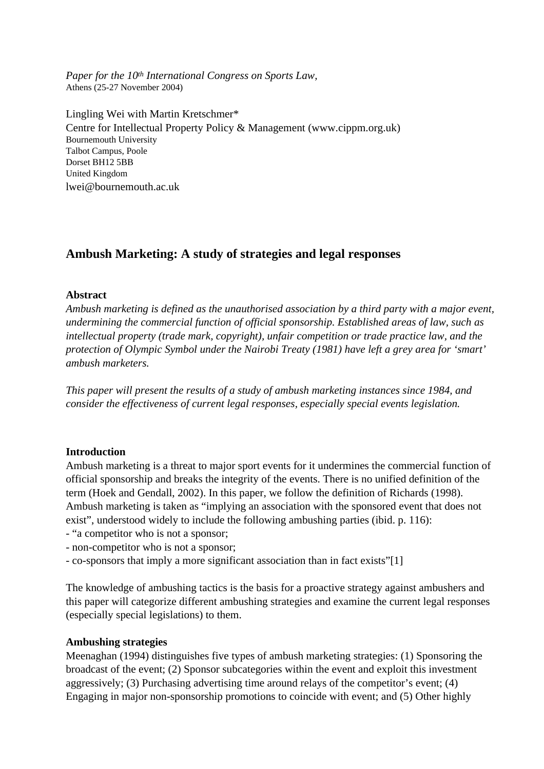*Paper for the 10th International Congress on Sports Law*,
Athens (25-27 November 2004)

Lingling Wei with Martin Kretschmer*
Centre for Intellectual Property Policy & Management (www.cippm.org.uk)
Bournemouth University
Talbot Campus, Poole
Dorset BH12 5BB
United Kingdom
lwei@bournemouth.ac.uk

# Ambush Marketing: A study of strategies and legal responses

## Abstract

*Ambush marketing is defined as the unauthorised association by a third party with a major event, undermining the commercial function of official sponsorship. Established areas of law, such as intellectual property (trade mark, copyright), unfair competition or trade practice law, and the protection of Olympic Symbol under the Nairobi Treaty (1981) have left a grey area for 'smart' ambush marketers.*

*This paper will present the results of a study of ambush marketing instances since 1984, and consider the effectiveness of current legal responses, especially special events legislation.*

## Introduction

Ambush marketing is a threat to major sport events for it undermines the commercial function of official sponsorship and breaks the integrity of the events. There is no unified definition of the term (Hoek and Gendall, 2002). In this paper, we follow the definition of Richards (1998). Ambush marketing is taken as "implying an association with the sponsored event that does not exist", understood widely to include the following ambushing parties (ibid. p. 116):

- "a competitor who is not a sponsor;
- non-competitor who is not a sponsor;
- co-sponsors that imply a more significant association than in fact exists"[1]

The knowledge of ambushing tactics is the basis for a proactive strategy against ambushers and this paper will categorize different ambushing strategies and examine the current legal responses (especially special legislations) to them.

## Ambushing strategies

Meenaghan (1994) distinguishes five types of ambush marketing strategies: (1) Sponsoring the broadcast of the event; (2) Sponsor subcategories within the event and exploit this investment aggressively; (3) Purchasing advertising time around relays of the competitor's event; (4) Engaging in major non-sponsorship promotions to coincide with event; and (5) Other highly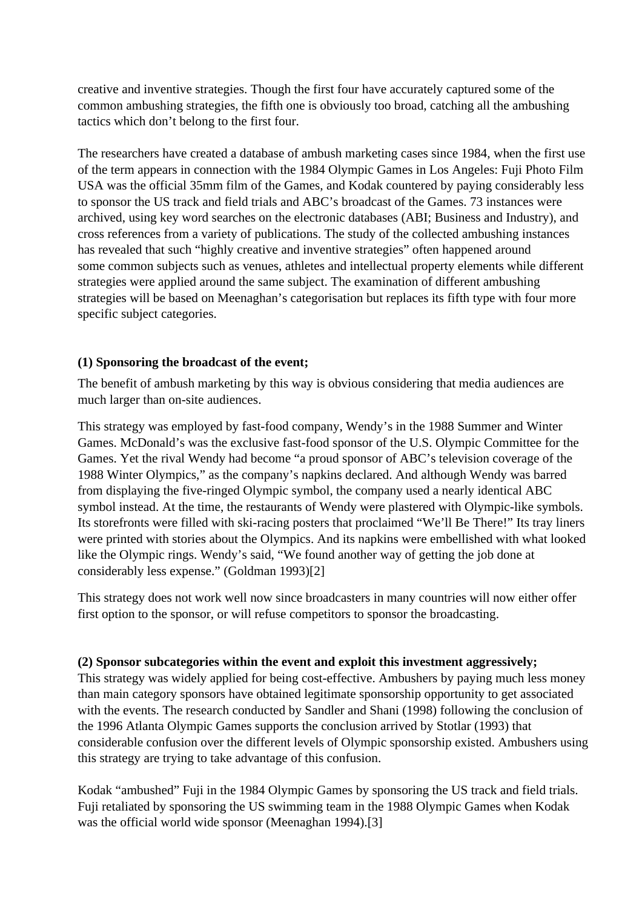creative and inventive strategies. Though the first four have accurately captured some of the common ambushing strategies, the fifth one is obviously too broad, catching all the ambushing tactics which don't belong to the first four.

The researchers have created a database of ambush marketing cases since 1984, when the first use of the term appears in connection with the 1984 Olympic Games in Los Angeles: Fuji Photo Film USA was the official 35mm film of the Games, and Kodak countered by paying considerably less to sponsor the US track and field trials and ABC's broadcast of the Games. 73 instances were archived, using key word searches on the electronic databases (ABI; Business and Industry), and cross references from a variety of publications. The study of the collected ambushing instances has revealed that such "highly creative and inventive strategies" often happened around some common subjects such as venues, athletes and intellectual property elements while different strategies were applied around the same subject. The examination of different ambushing strategies will be based on Meenaghan's categorisation but replaces its fifth type with four more specific subject categories.

**(1) Sponsoring the broadcast of the event;**

The benefit of ambush marketing by this way is obvious considering that media audiences are much larger than on-site audiences.

This strategy was employed by fast-food company, Wendy's in the 1988 Summer and Winter Games. McDonald's was the exclusive fast-food sponsor of the U.S. Olympic Committee for the Games. Yet the rival Wendy had become "a proud sponsor of ABC's television coverage of the 1988 Winter Olympics," as the company's napkins declared. And although Wendy was barred from displaying the five-ringed Olympic symbol, the company used a nearly identical ABC symbol instead. At the time, the restaurants of Wendy were plastered with Olympic-like symbols. Its storefronts were filled with ski-racing posters that proclaimed "We'll Be There!" Its tray liners were printed with stories about the Olympics. And its napkins were embellished with what looked like the Olympic rings. Wendy's said, "We found another way of getting the job done at considerably less expense." (Goldman 1993)[2]

This strategy does not work well now since broadcasters in many countries will now either offer first option to the sponsor, or will refuse competitors to sponsor the broadcasting.

**(2) Sponsor subcategories within the event and exploit this investment aggressively;**

This strategy was widely applied for being cost-effective. Ambushers by paying much less money than main category sponsors have obtained legitimate sponsorship opportunity to get associated with the events. The research conducted by Sandler and Shani (1998) following the conclusion of the 1996 Atlanta Olympic Games supports the conclusion arrived by Stotlar (1993) that considerable confusion over the different levels of Olympic sponsorship existed. Ambushers using this strategy are trying to take advantage of this confusion.

Kodak "ambushed" Fuji in the 1984 Olympic Games by sponsoring the US track and field trials. Fuji retaliated by sponsoring the US swimming team in the 1988 Olympic Games when Kodak was the official world wide sponsor (Meenaghan 1994).[3]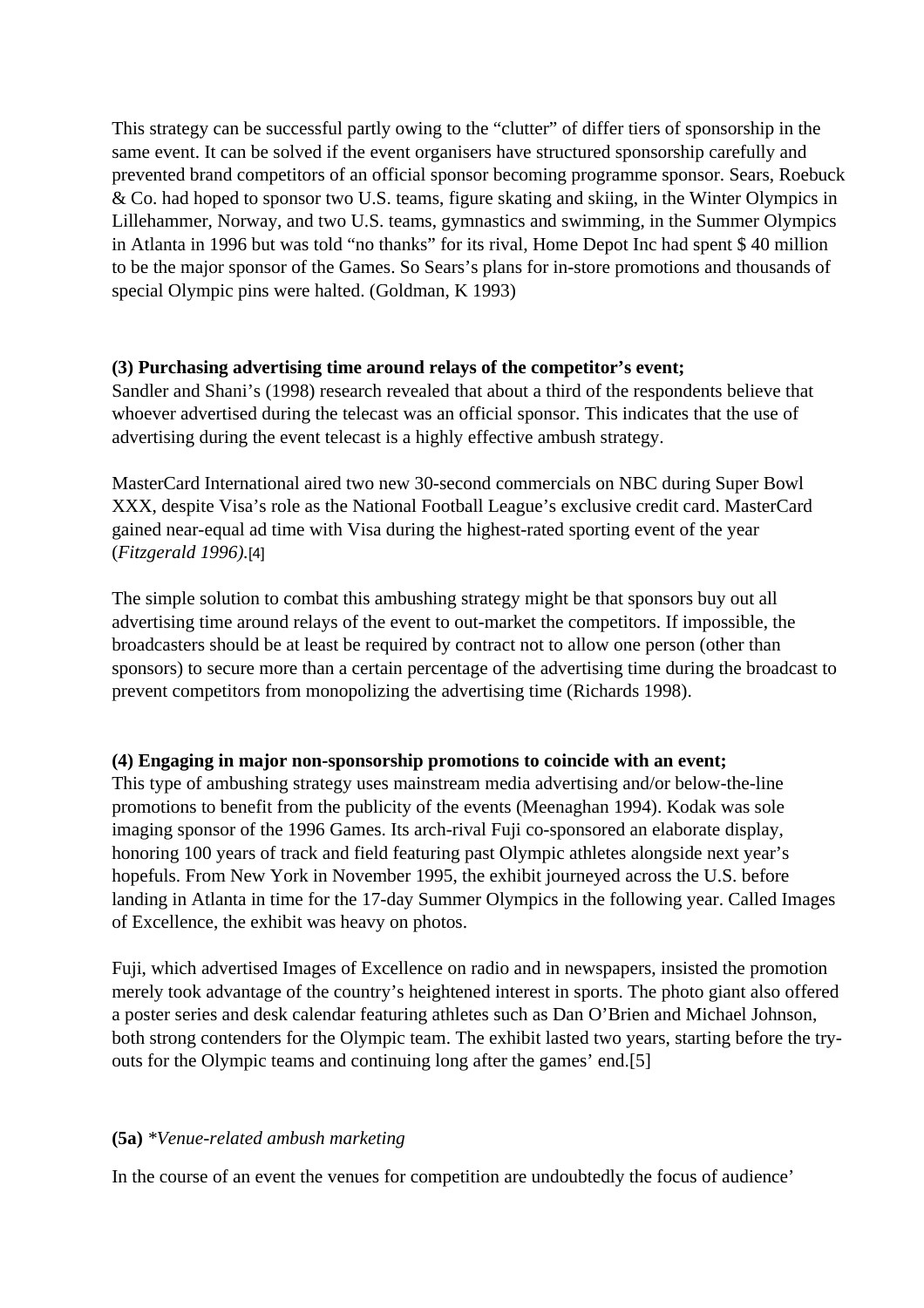This strategy can be successful partly owing to the "clutter" of differ tiers of sponsorship in the same event. It can be solved if the event organisers have structured sponsorship carefully and prevented brand competitors of an official sponsor becoming programme sponsor. Sears, Roebuck & Co. had hoped to sponsor two U.S. teams, figure skating and skiing, in the Winter Olympics in Lillehammer, Norway, and two U.S. teams, gymnastics and swimming, in the Summer Olympics in Atlanta in 1996 but was told "no thanks" for its rival, Home Depot Inc had spent $ 40 million to be the major sponsor of the Games. So Sears's plans for in-store promotions and thousands of special Olympic pins were halted. (Goldman, K 1993)

**(3) Purchasing advertising time around relays of the competitor's event;**

Sandler and Shani's (1998) research revealed that about a third of the respondents believe that whoever advertised during the telecast was an official sponsor. This indicates that the use of advertising during the event telecast is a highly effective ambush strategy.

MasterCard International aired two new 30-second commercials on NBC during Super Bowl XXX, despite Visa's role as the National Football League's exclusive credit card. MasterCard gained near-equal ad time with Visa during the highest-rated sporting event of the year (*Fitzgerald 1996)*.[4]

The simple solution to combat this ambushing strategy might be that sponsors buy out all advertising time around relays of the event to out-market the competitors. If impossible, the broadcasters should be at least be required by contract not to allow one person (other than sponsors) to secure more than a certain percentage of the advertising time during the broadcast to prevent competitors from monopolizing the advertising time (Richards 1998).

**(4) Engaging in major non-sponsorship promotions to coincide with an event;**

This type of ambushing strategy uses mainstream media advertising and/or below-the-line promotions to benefit from the publicity of the events (Meenaghan 1994). Kodak was sole imaging sponsor of the 1996 Games. Its arch-rival Fuji co-sponsored an elaborate display, honoring 100 years of track and field featuring past Olympic athletes alongside next year's hopefuls. From New York in November 1995, the exhibit journeyed across the U.S. before landing in Atlanta in time for the 17-day Summer Olympics in the following year. Called Images of Excellence, the exhibit was heavy on photos.

Fuji, which advertised Images of Excellence on radio and in newspapers, insisted the promotion merely took advantage of the country's heightened interest in sports. The photo giant also offered a poster series and desk calendar featuring athletes such as Dan O'Brien and Michael Johnson, both strong contenders for the Olympic team. The exhibit lasted two years, starting before the try-outs for the Olympic teams and continuing long after the games' end.[5]

**(5a)** *\*Venue-related ambush marketing*

In the course of an event the venues for competition are undoubtedly the focus of audience'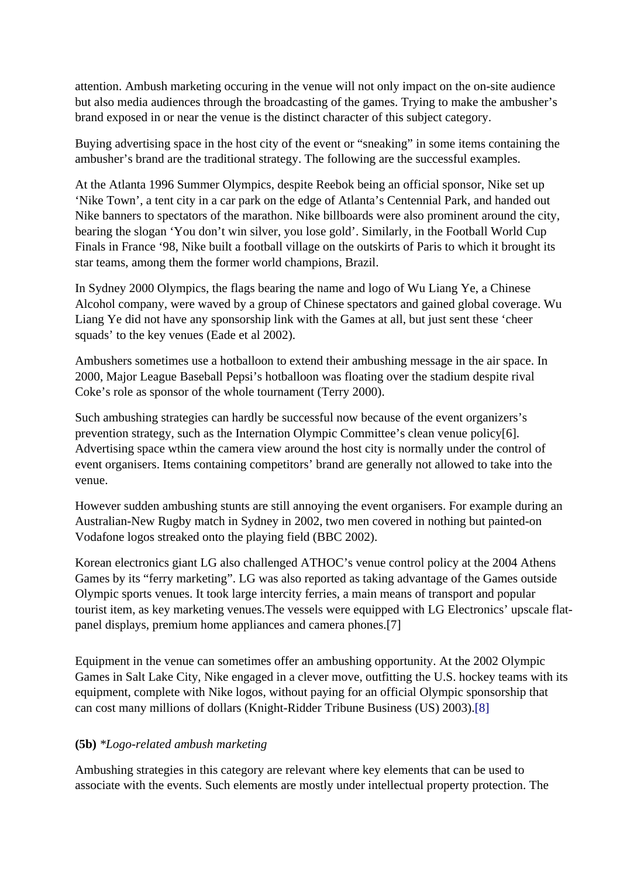attention. Ambush marketing occuring in the venue will not only impact on the on-site audience but also media audiences through the broadcasting of the games. Trying to make the ambusher's brand exposed in or near the venue is the distinct character of this subject category.

Buying advertising space in the host city of the event or "sneaking" in some items containing the ambusher's brand are the traditional strategy. The following are the successful examples.

At the Atlanta 1996 Summer Olympics, despite Reebok being an official sponsor, Nike set up 'Nike Town', a tent city in a car park on the edge of Atlanta's Centennial Park, and handed out Nike banners to spectators of the marathon. Nike billboards were also prominent around the city, bearing the slogan 'You don't win silver, you lose gold'. Similarly, in the Football World Cup Finals in France '98, Nike built a football village on the outskirts of Paris to which it brought its star teams, among them the former world champions, Brazil.

In Sydney 2000 Olympics, the flags bearing the name and logo of Wu Liang Ye, a Chinese Alcohol company, were waved by a group of Chinese spectators and gained global coverage. Wu Liang Ye did not have any sponsorship link with the Games at all, but just sent these 'cheer squads' to the key venues (Eade et al 2002).

Ambushers sometimes use a hotballoon to extend their ambushing message in the air space. In 2000, Major League Baseball Pepsi's hotballoon was floating over the stadium despite rival Coke's role as sponsor of the whole tournament (Terry 2000).

Such ambushing strategies can hardly be successful now because of the event organizers's prevention strategy, such as the Internation Olympic Committee's clean venue policy[6]. Advertising space wthin the camera view around the host city is normally under the control of event organisers. Items containing competitors' brand are generally not allowed to take into the venue.

However sudden ambushing stunts are still annoying the event organisers. For example during an Australian-New Rugby match in Sydney in 2002, two men covered in nothing but painted-on Vodafone logos streaked onto the playing field (BBC 2002).

Korean electronics giant LG also challenged ATHOC's venue control policy at the 2004 Athens Games by its "ferry marketing". LG was also reported as taking advantage of the Games outside Olympic sports venues. It took large intercity ferries, a main means of transport and popular tourist item, as key marketing venues.The vessels were equipped with LG Electronics' upscale flat-panel displays, premium home appliances and camera phones.[7]

Equipment in the venue can sometimes offer an ambushing opportunity. At the 2002 Olympic Games in Salt Lake City, Nike engaged in a clever move, outfitting the U.S. hockey teams with its equipment, complete with Nike logos, without paying for an official Olympic sponsorship that can cost many millions of dollars (Knight-Ridder Tribune Business (US) 2003).[8]

**(5b)** *\*Logo-related ambush marketing*

Ambushing strategies in this category are relevant where key elements that can be used to associate with the events. Such elements are mostly under intellectual property protection. The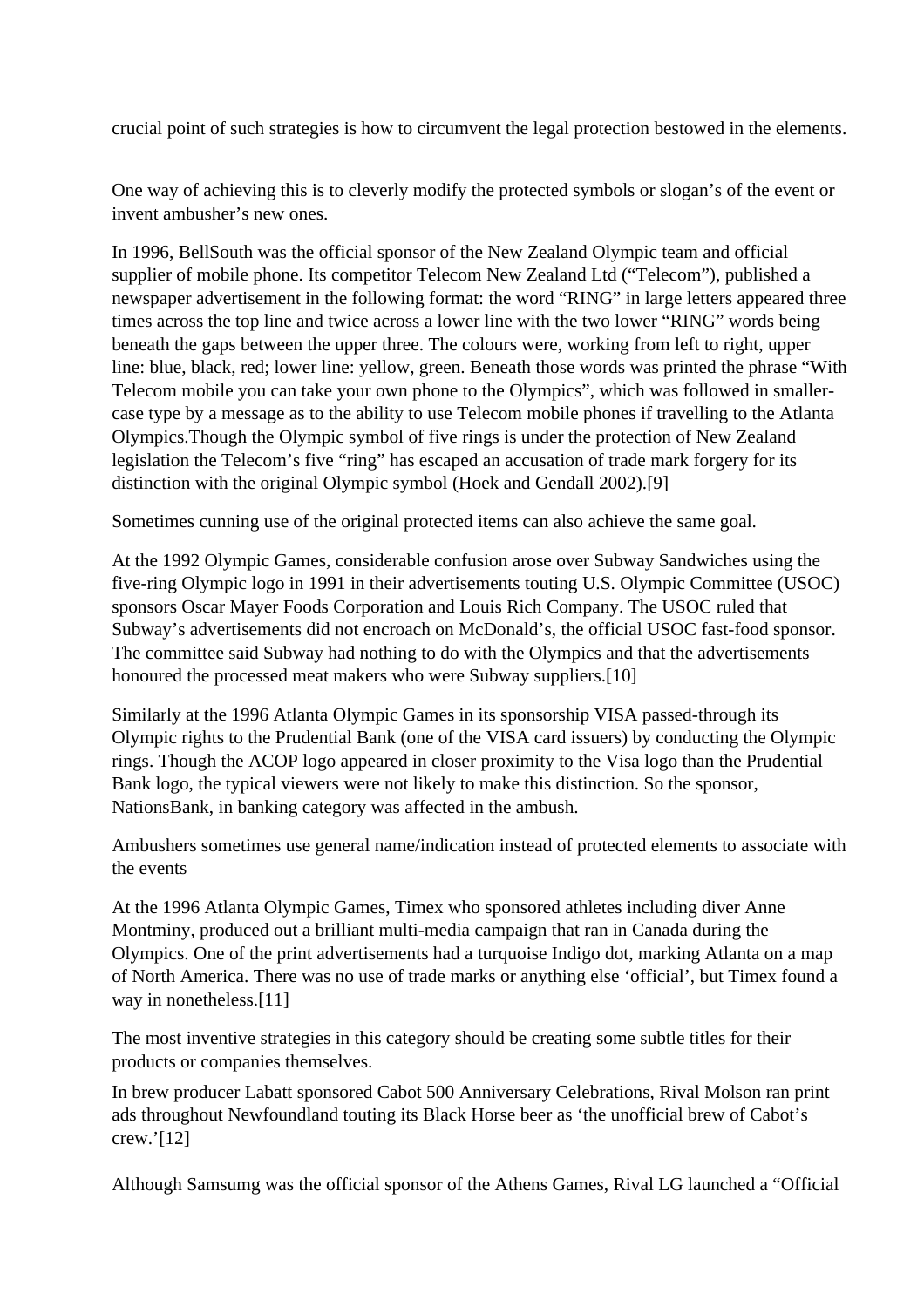crucial point of such strategies is how to circumvent the legal protection bestowed in the elements.

One way of achieving this is to cleverly modify the protected symbols or slogan's of the event or invent ambusher's new ones.

In 1996, BellSouth was the official sponsor of the New Zealand Olympic team and official supplier of mobile phone. Its competitor Telecom New Zealand Ltd ("Telecom"), published a newspaper advertisement in the following format: the word "RING" in large letters appeared three times across the top line and twice across a lower line with the two lower "RING" words being beneath the gaps between the upper three. The colours were, working from left to right, upper line: blue, black, red; lower line: yellow, green. Beneath those words was printed the phrase "With Telecom mobile you can take your own phone to the Olympics", which was followed in smaller-case type by a message as to the ability to use Telecom mobile phones if travelling to the Atlanta Olympics.Though the Olympic symbol of five rings is under the protection of New Zealand legislation the Telecom's five "ring" has escaped an accusation of trade mark forgery for its distinction with the original Olympic symbol (Hoek and Gendall 2002).[9]

Sometimes cunning use of the original protected items can also achieve the same goal.

At the 1992 Olympic Games, considerable confusion arose over Subway Sandwiches using the five-ring Olympic logo in 1991 in their advertisements touting U.S. Olympic Committee (USOC) sponsors Oscar Mayer Foods Corporation and Louis Rich Company. The USOC ruled that Subway's advertisements did not encroach on McDonald's, the official USOC fast-food sponsor. The committee said Subway had nothing to do with the Olympics and that the advertisements honoured the processed meat makers who were Subway suppliers.[10]

Similarly at the 1996 Atlanta Olympic Games in its sponsorship VISA passed-through its Olympic rights to the Prudential Bank (one of the VISA card issuers) by conducting the Olympic rings. Though the ACOP logo appeared in closer proximity to the Visa logo than the Prudential Bank logo, the typical viewers were not likely to make this distinction. So the sponsor, NationsBank, in banking category was affected in the ambush.

Ambushers sometimes use general name/indication instead of protected elements to associate with the events

At the 1996 Atlanta Olympic Games, Timex who sponsored athletes including diver Anne Montminy, produced out a brilliant multi-media campaign that ran in Canada during the Olympics. One of the print advertisements had a turquoise Indigo dot, marking Atlanta on a map of North America. There was no use of trade marks or anything else 'official', but Timex found a way in nonetheless.[11]

The most inventive strategies in this category should be creating some subtle titles for their products or companies themselves.

In brew producer Labatt sponsored Cabot 500 Anniversary Celebrations, Rival Molson ran print ads throughout Newfoundland touting its Black Horse beer as 'the unofficial brew of Cabot's crew.'[12]

Although Samsumg was the official sponsor of the Athens Games, Rival LG launched a "Official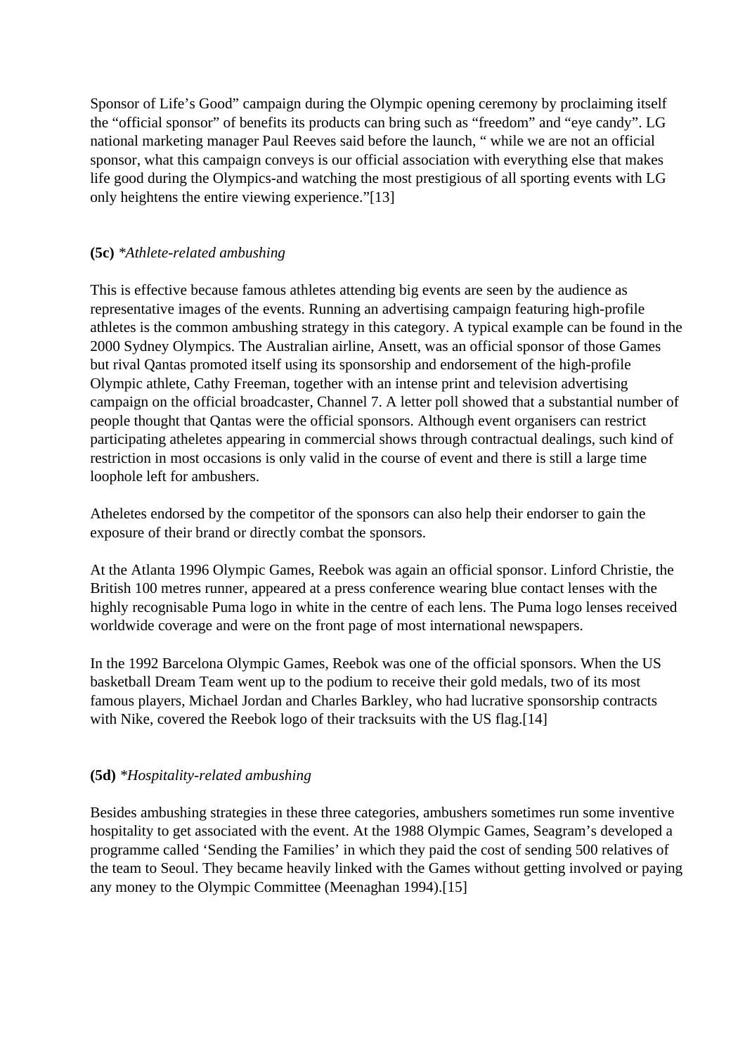Sponsor of Life's Good" campaign during the Olympic opening ceremony by proclaiming itself the "official sponsor" of benefits its products can bring such as "freedom" and "eye candy". LG national marketing manager Paul Reeves said before the launch, " while we are not an official sponsor, what this campaign conveys is our official association with everything else that makes life good during the Olympics-and watching the most prestigious of all sporting events with LG only heightens the entire viewing experience."[13]

**(5c)** **Athlete-related ambushing*

This is effective because famous athletes attending big events are seen by the audience as representative images of the events. Running an advertising campaign featuring high-profile athletes is the common ambushing strategy in this category. A typical example can be found in the 2000 Sydney Olympics. The Australian airline, Ansett, was an official sponsor of those Games but rival Qantas promoted itself using its sponsorship and endorsement of the high-profile Olympic athlete, Cathy Freeman, together with an intense print and television advertising campaign on the official broadcaster, Channel 7. A letter poll showed that a substantial number of people thought that Qantas were the official sponsors. Although event organisers can restrict participating atheletes appearing in commercial shows through contractual dealings, such kind of restriction in most occasions is only valid in the course of event and there is still a large time loophole left for ambushers.

Atheletes endorsed by the competitor of the sponsors can also help their endorser to gain the exposure of their brand or directly combat the sponsors.

At the Atlanta 1996 Olympic Games, Reebok was again an official sponsor. Linford Christie, the British 100 metres runner, appeared at a press conference wearing blue contact lenses with the highly recognisable Puma logo in white in the centre of each lens. The Puma logo lenses received worldwide coverage and were on the front page of most international newspapers.

In the 1992 Barcelona Olympic Games, Reebok was one of the official sponsors. When the US basketball Dream Team went up to the podium to receive their gold medals, two of its most famous players, Michael Jordan and Charles Barkley, who had lucrative sponsorship contracts with Nike, covered the Reebok logo of their tracksuits with the US flag.[14]

**(5d)** **Hospitality-related ambushing*

Besides ambushing strategies in these three categories, ambushers sometimes run some inventive hospitality to get associated with the event. At the 1988 Olympic Games, Seagram's developed a programme called 'Sending the Families' in which they paid the cost of sending 500 relatives of the team to Seoul. They became heavily linked with the Games without getting involved or paying any money to the Olympic Committee (Meenaghan 1994).[15]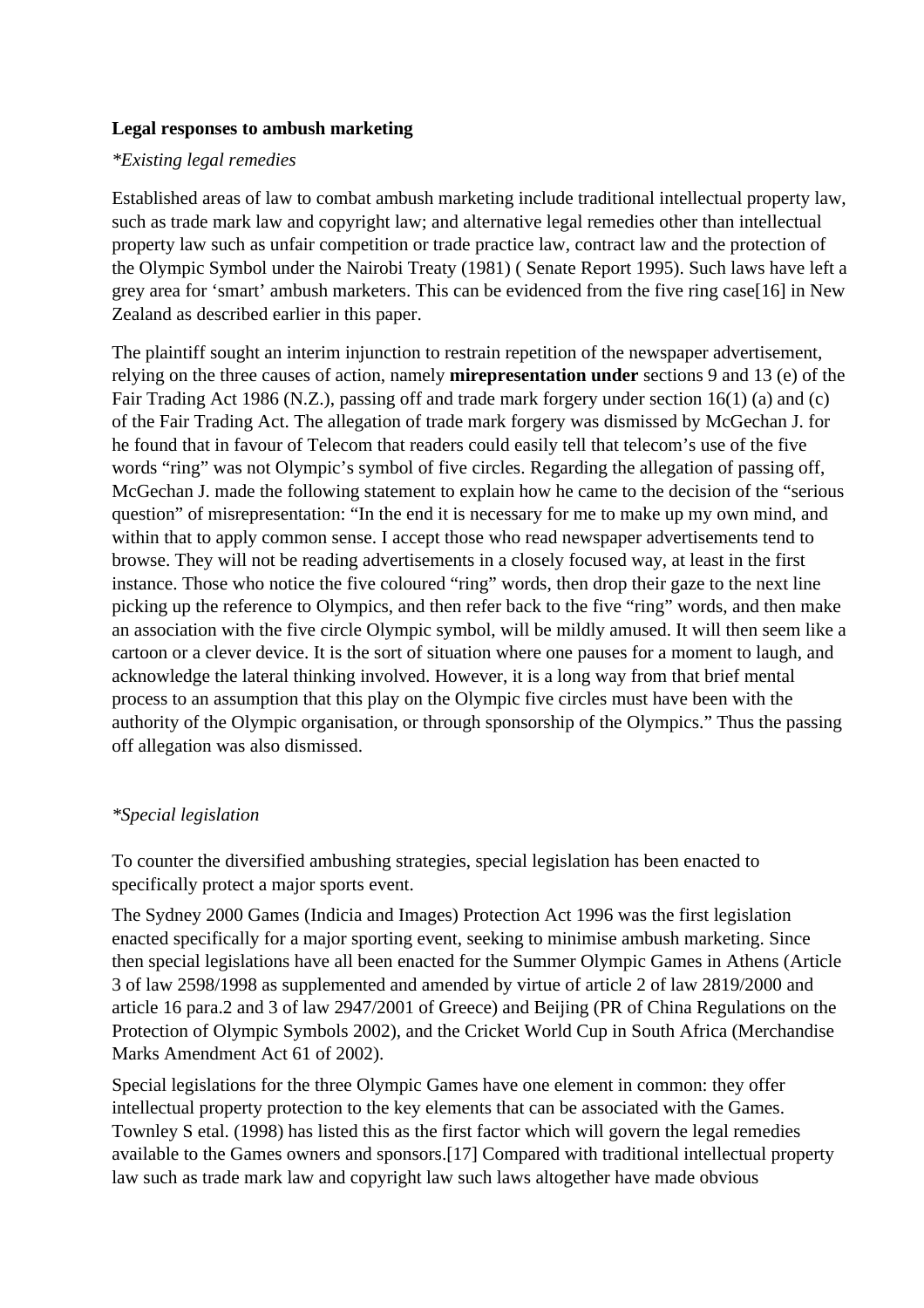**Legal responses to ambush marketing**

*Existing legal remedies*

Established areas of law to combat ambush marketing include traditional intellectual property law, such as trade mark law and copyright law; and alternative legal remedies other than intellectual property law such as unfair competition or trade practice law, contract law and the protection of the Olympic Symbol under the Nairobi Treaty (1981) ( Senate Report 1995). Such laws have left a grey area for 'smart' ambush marketers. This can be evidenced from the five ring case[16] in New Zealand as described earlier in this paper.

The plaintiff sought an interim injunction to restrain repetition of the newspaper advertisement, relying on the three causes of action, namely **mirepresentation under** sections 9 and 13 (e) of the Fair Trading Act 1986 (N.Z.), passing off and trade mark forgery under section 16(1) (a) and (c) of the Fair Trading Act. The allegation of trade mark forgery was dismissed by McGechan J. for he found that in favour of Telecom that readers could easily tell that telecom's use of the five words "ring" was not Olympic's symbol of five circles. Regarding the allegation of passing off, McGechan J. made the following statement to explain how he came to the decision of the "serious question" of misrepresentation: "In the end it is necessary for me to make up my own mind, and within that to apply common sense. I accept those who read newspaper advertisements tend to browse. They will not be reading advertisements in a closely focused way, at least in the first instance. Those who notice the five coloured "ring" words, then drop their gaze to the next line picking up the reference to Olympics, and then refer back to the five "ring" words, and then make an association with the five circle Olympic symbol, will be mildly amused. It will then seem like a cartoon or a clever device. It is the sort of situation where one pauses for a moment to laugh, and acknowledge the lateral thinking involved. However, it is a long way from that brief mental process to an assumption that this play on the Olympic five circles must have been with the authority of the Olympic organisation, or through sponsorship of the Olympics." Thus the passing off allegation was also dismissed.

*Special legislation*

To counter the diversified ambushing strategies, special legislation has been enacted to specifically protect a major sports event.

The Sydney 2000 Games (Indicia and Images) Protection Act 1996 was the first legislation enacted specifically for a major sporting event, seeking to minimise ambush marketing. Since then special legislations have all been enacted for the Summer Olympic Games in Athens (Article 3 of law 2598/1998 as supplemented and amended by virtue of article 2 of law 2819/2000 and article 16 para.2 and 3 of law 2947/2001 of Greece) and Beijing (PR of China Regulations on the Protection of Olympic Symbols 2002), and the Cricket World Cup in South Africa (Merchandise Marks Amendment Act 61 of 2002).

Special legislations for the three Olympic Games have one element in common: they offer intellectual property protection to the key elements that can be associated with the Games. Townley S etal. (1998) has listed this as the first factor which will govern the legal remedies available to the Games owners and sponsors.[17] Compared with traditional intellectual property law such as trade mark law and copyright law such laws altogether have made obvious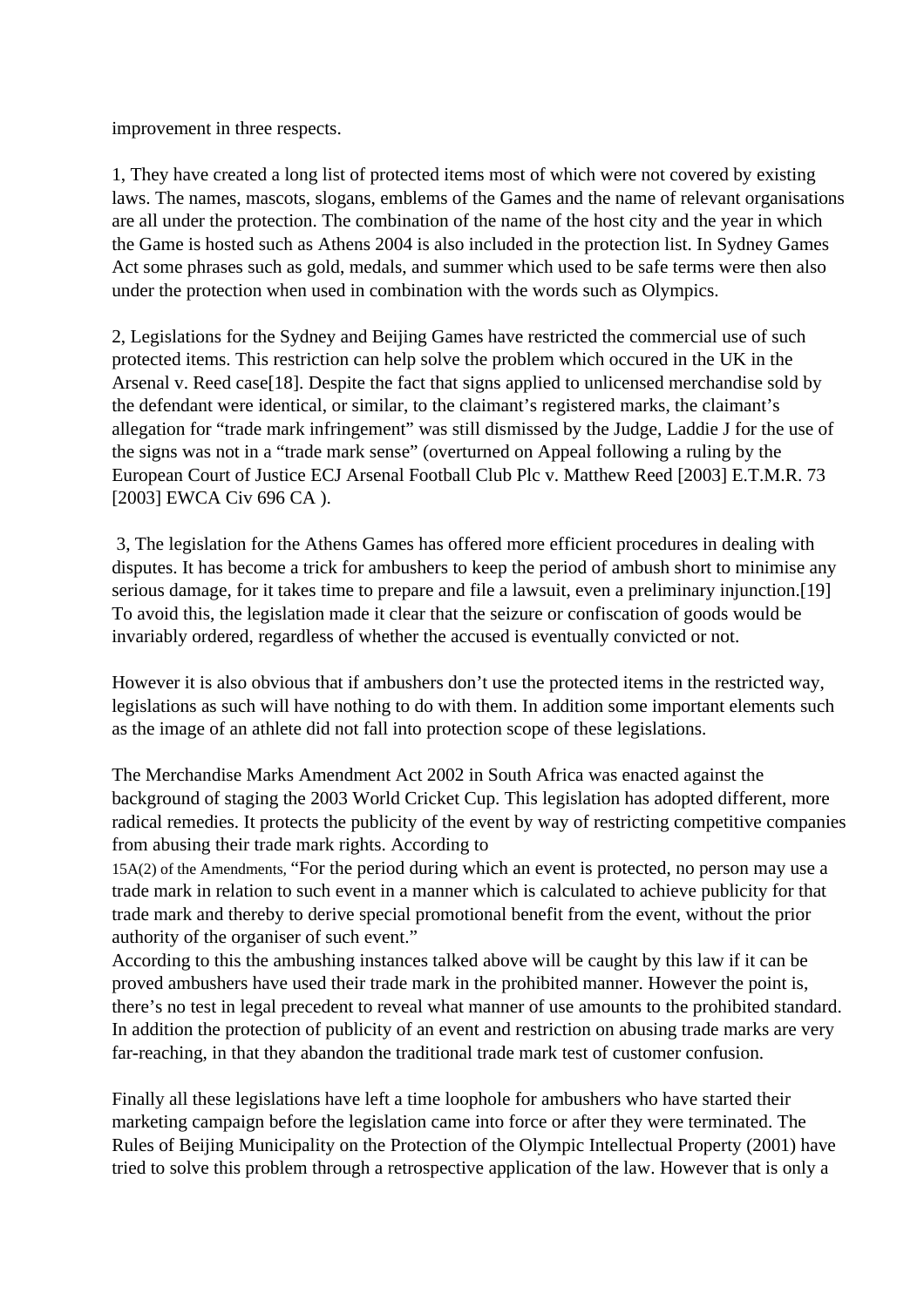improvement in three respects.

1, They have created a long list of protected items most of which were not covered by existing laws. The names, mascots, slogans, emblems of the Games and the name of relevant organisations are all under the protection. The combination of the name of the host city and the year in which the Game is hosted such as Athens 2004 is also included in the protection list. In Sydney Games Act some phrases such as gold, medals, and summer which used to be safe terms were then also under the protection when used in combination with the words such as Olympics.

2, Legislations for the Sydney and Beijing Games have restricted the commercial use of such protected items. This restriction can help solve the problem which occured in the UK in the Arsenal v. Reed case[18]. Despite the fact that signs applied to unlicensed merchandise sold by the defendant were identical, or similar, to the claimant's registered marks, the claimant's allegation for "trade mark infringement" was still dismissed by the Judge, Laddie J for the use of the signs was not in a "trade mark sense" (overturned on Appeal following a ruling by the European Court of Justice ECJ Arsenal Football Club Plc v. Matthew Reed [2003] E.T.M.R. 73 [2003] EWCA Civ 696 CA ).

3, The legislation for the Athens Games has offered more efficient procedures in dealing with disputes. It has become a trick for ambushers to keep the period of ambush short to minimise any serious damage, for it takes time to prepare and file a lawsuit, even a preliminary injunction.[19] To avoid this, the legislation made it clear that the seizure or confiscation of goods would be invariably ordered, regardless of whether the accused is eventually convicted or not.

However it is also obvious that if ambushers don't use the protected items in the restricted way, legislations as such will have nothing to do with them. In addition some important elements such as the image of an athlete did not fall into protection scope of these legislations.

The Merchandise Marks Amendment Act 2002 in South Africa was enacted against the background of staging the 2003 World Cricket Cup. This legislation has adopted different, more radical remedies. It protects the publicity of the event by way of restricting competitive companies from abusing their trade mark rights. According to 15A(2) of the Amendments, "For the period during which an event is protected, no person may use a trade mark in relation to such event in a manner which is calculated to achieve publicity for that trade mark and thereby to derive special promotional benefit from the event, without the prior authority of the organiser of such event."

According to this the ambushing instances talked above will be caught by this law if it can be proved ambushers have used their trade mark in the prohibited manner. However the point is, there's no test in legal precedent to reveal what manner of use amounts to the prohibited standard. In addition the protection of publicity of an event and restriction on abusing trade marks are very far-reaching, in that they abandon the traditional trade mark test of customer confusion.

Finally all these legislations have left a time loophole for ambushers who have started their marketing campaign before the legislation came into force or after they were terminated. The Rules of Beijing Municipality on the Protection of the Olympic Intellectual Property (2001) have tried to solve this problem through a retrospective application of the law. However that is only a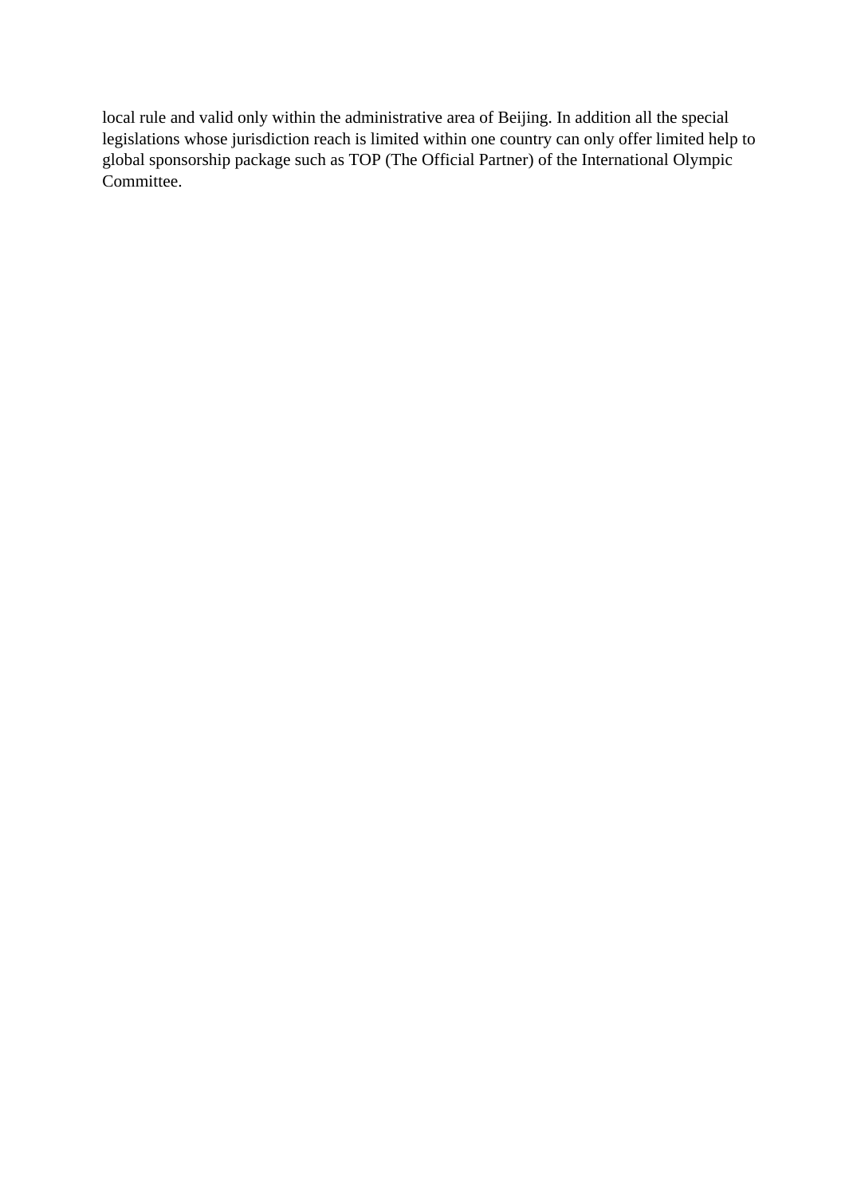local rule and valid only within the administrative area of Beijing. In addition all the special legislations whose jurisdiction reach is limited within one country can only offer limited help to global sponsorship package such as TOP (The Official Partner) of the International Olympic Committee.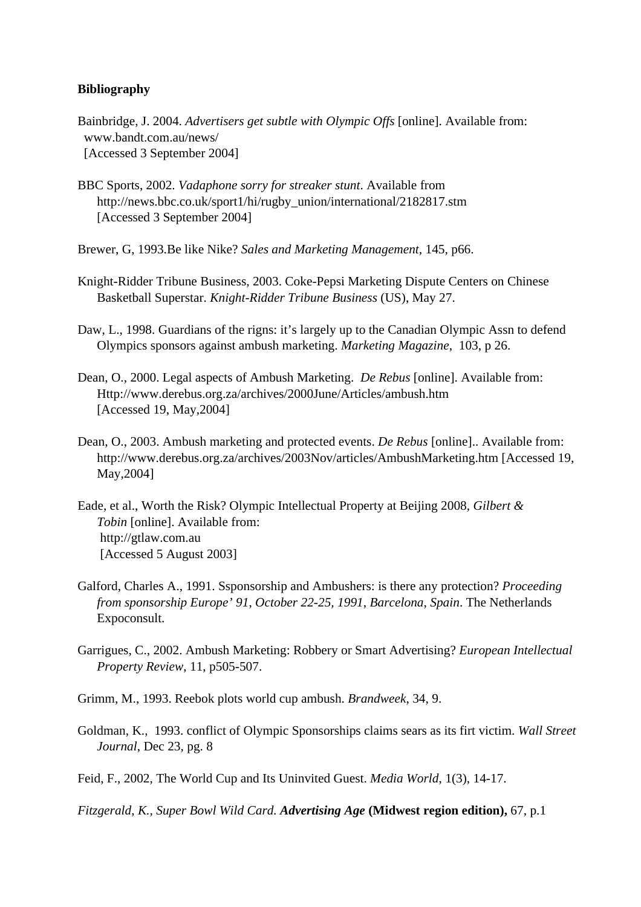**Bibliography**

Bainbridge, J. 2004. *Advertisers get subtle with Olympic Offs* [online]. Available from: www.bandt.com.au/news/ [Accessed 3 September 2004]

BBC Sports, 2002. *Vadaphone sorry for streaker stunt*. Available from http://news.bbc.co.uk/sport1/hi/rugby_union/international/2182817.stm [Accessed 3 September 2004]

Brewer, G, 1993.Be like Nike? *Sales and Marketing Management*, 145, p66.

Knight-Ridder Tribune Business, 2003. Coke-Pepsi Marketing Dispute Centers on Chinese Basketball Superstar. *Knight-Ridder Tribune Business* (US), May 27.

Daw, L., 1998. Guardians of the rigns: it's largely up to the Canadian Olympic Assn to defend Olympics sponsors against ambush marketing. *Marketing Magazine*, 103, p 26.

Dean, O., 2000. Legal aspects of Ambush Marketing. *De Rebus* [online]. Available from: Http://www.derebus.org.za/archives/2000June/Articles/ambush.htm [Accessed 19, May,2004]

Dean, O., 2003. Ambush marketing and protected events. *De Rebus* [online].. Available from: http://www.derebus.org.za/archives/2003Nov/articles/AmbushMarketing.htm [Accessed 19, May,2004]

Eade, et al., Worth the Risk? Olympic Intellectual Property at Beijing 2008, *Gilbert & Tobin* [online]. Available from: http://gtlaw.com.au [Accessed 5 August 2003]

Galford, Charles A., 1991. Ssponsorship and Ambushers: is there any protection? *Proceeding from sponsorship Europe' 91*, *October 22-25, 1991, Barcelona*, *Spain*. The Netherlands Expoconsult.

Garrigues, C., 2002. Ambush Marketing: Robbery or Smart Advertising? *European Intellectual Property Review*, 11, p505-507.

Grimm, M., 1993. Reebok plots world cup ambush. *Brandweek*, 34, 9.

Goldman, K., 1993. conflict of Olympic Sponsorships claims sears as its firt victim. *Wall Street Journal*, Dec 23, pg. 8

Feid, F., 2002, The World Cup and Its Uninvited Guest. *Media World*, 1(3), 14-17.

*Fitzgerald, K., Super Bowl Wild Card.* ***Advertising Age*** **(Midwest region edition),** 67, p.1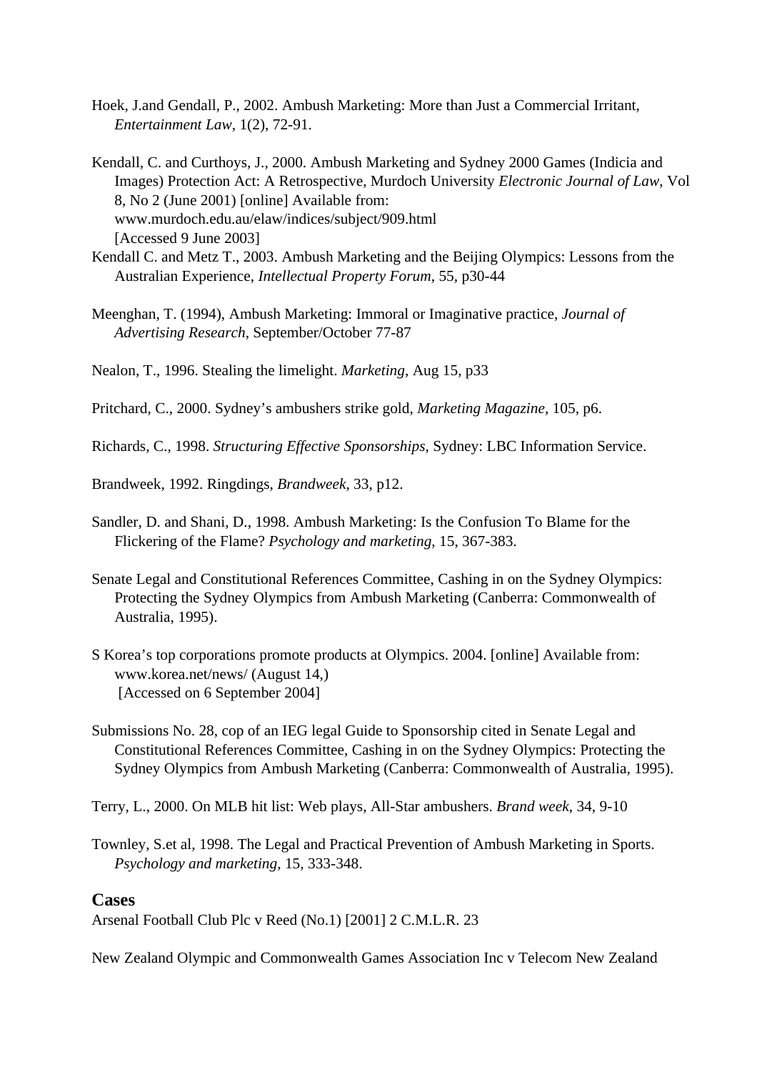Hoek, J.and Gendall, P., 2002. Ambush Marketing: More than Just a Commercial Irritant, *Entertainment Law*, 1(2), 72-91.

Kendall, C. and Curthoys, J., 2000. Ambush Marketing and Sydney 2000 Games (Indicia and Images) Protection Act: A Retrospective, Murdoch University *Electronic Journal of Law*, Vol 8, No 2 (June 2001) [online] Available from: www.murdoch.edu.au/elaw/indices/subject/909.html [Accessed 9 June 2003]

Kendall C. and Metz T., 2003. Ambush Marketing and the Beijing Olympics: Lessons from the Australian Experience, *Intellectual Property Forum*, 55, p30-44

Meenghan, T. (1994), Ambush Marketing: Immoral or Imaginative practice, *Journal of Advertising Research*, September/October 77-87

Nealon, T., 1996. Stealing the limelight. *Marketing*, Aug 15, p33

Pritchard, C., 2000. Sydney's ambushers strike gold, *Marketing Magazine*, 105, p6.

Richards, C., 1998. *Structuring Effective Sponsorships*, Sydney: LBC Information Service.

Brandweek, 1992. Ringdings, *Brandweek*, 33, p12.

Sandler, D. and Shani, D., 1998. Ambush Marketing: Is the Confusion To Blame for the Flickering of the Flame? *Psychology and marketing*, 15, 367-383.

Senate Legal and Constitutional References Committee, Cashing in on the Sydney Olympics: Protecting the Sydney Olympics from Ambush Marketing (Canberra: Commonwealth of Australia, 1995).

S Korea's top corporations promote products at Olympics. 2004. [online] Available from: www.korea.net/news/ (August 14,) [Accessed on 6 September 2004]

Submissions No. 28, cop of an IEG legal Guide to Sponsorship cited in Senate Legal and Constitutional References Committee, Cashing in on the Sydney Olympics: Protecting the Sydney Olympics from Ambush Marketing (Canberra: Commonwealth of Australia, 1995).

Terry, L., 2000. On MLB hit list: Web plays, All-Star ambushers. *Brand week*, 34, 9-10

Townley, S.et al, 1998. The Legal and Practical Prevention of Ambush Marketing in Sports. *Psychology and marketing*, 15, 333-348.

## Cases

Arsenal Football Club Plc v Reed (No.1) [2001] 2 C.M.L.R. 23

New Zealand Olympic and Commonwealth Games Association Inc v Telecom New Zealand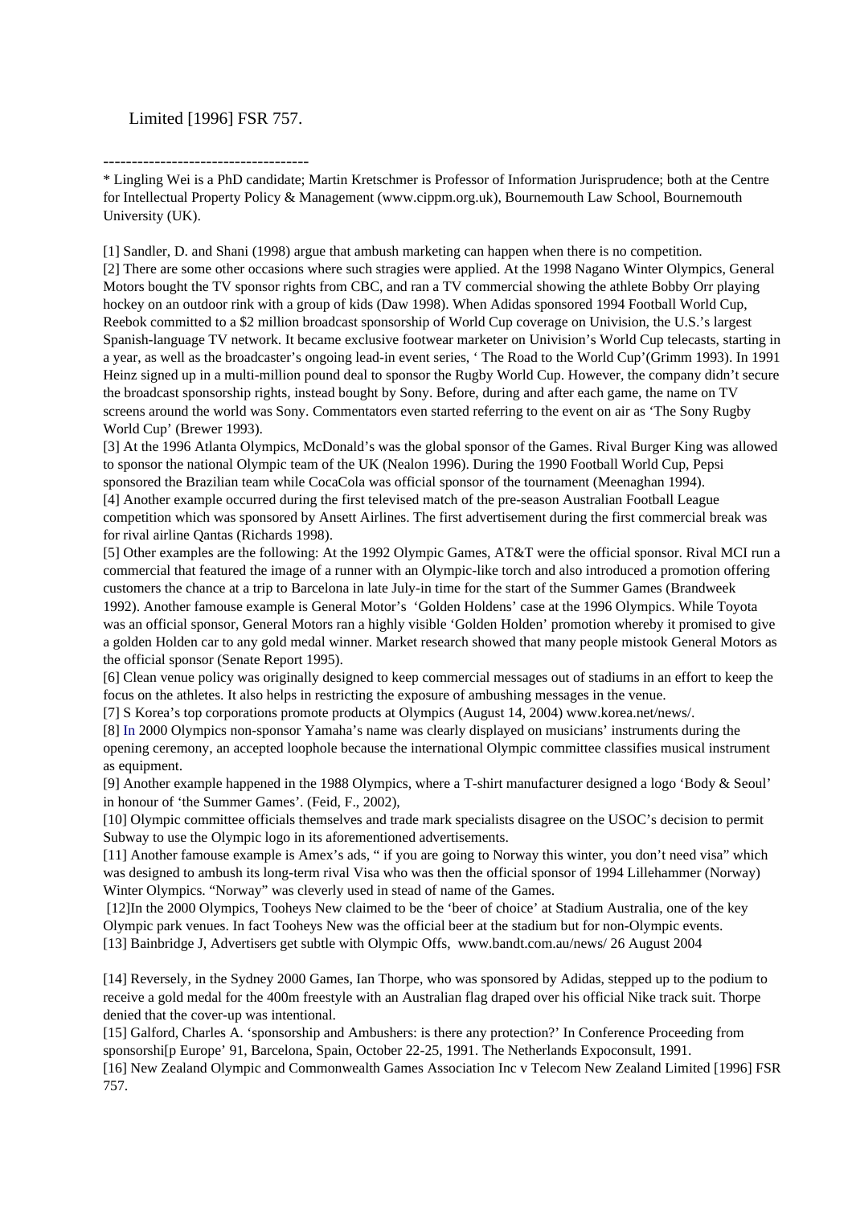Limited [1996] FSR 757.

-------------------------------------

* Lingling Wei is a PhD candidate; Martin Kretschmer is Professor of Information Jurisprudence; both at the Centre for Intellectual Property Policy & Management (www.cippm.org.uk), Bournemouth Law School, Bournemouth University (UK).

[1] Sandler, D. and Shani (1998) argue that ambush marketing can happen when there is no competition.

[2] There are some other occasions where such stragies were applied. At the 1998 Nagano Winter Olympics, General Motors bought the TV sponsor rights from CBC, and ran a TV commercial showing the athlete Bobby Orr playing hockey on an outdoor rink with a group of kids (Daw 1998). When Adidas sponsored 1994 Football World Cup, Reebok committed to a $2 million broadcast sponsorship of World Cup coverage on Univision, the U.S.'s largest Spanish-language TV network. It became exclusive footwear marketer on Univision's World Cup telecasts, starting in a year, as well as the broadcaster's ongoing lead-in event series, ' The Road to the World Cup'(Grimm 1993). In 1991 Heinz signed up in a multi-million pound deal to sponsor the Rugby World Cup. However, the company didn't secure the broadcast sponsorship rights, instead bought by Sony. Before, during and after each game, the name on TV screens around the world was Sony. Commentators even started referring to the event on air as 'The Sony Rugby World Cup' (Brewer 1993).

[3] At the 1996 Atlanta Olympics, McDonald's was the global sponsor of the Games. Rival Burger King was allowed to sponsor the national Olympic team of the UK (Nealon 1996). During the 1990 Football World Cup, Pepsi sponsored the Brazilian team while CocaCola was official sponsor of the tournament (Meenaghan 1994).

[4] Another example occurred during the first televised match of the pre-season Australian Football League competition which was sponsored by Ansett Airlines. The first advertisement during the first commercial break was for rival airline Qantas (Richards 1998).

[5] Other examples are the following: At the 1992 Olympic Games, AT&T were the official sponsor. Rival MCI run a commercial that featured the image of a runner with an Olympic-like torch and also introduced a promotion offering customers the chance at a trip to Barcelona in late July-in time for the start of the Summer Games (Brandweek 1992). Another famouse example is General Motor's 'Golden Holdens' case at the 1996 Olympics. While Toyota was an official sponsor, General Motors ran a highly visible 'Golden Holden' promotion whereby it promised to give a golden Holden car to any gold medal winner. Market research showed that many people mistook General Motors as the official sponsor (Senate Report 1995).

[6] Clean venue policy was originally designed to keep commercial messages out of stadiums in an effort to keep the focus on the athletes. It also helps in restricting the exposure of ambushing messages in the venue.

[7] S Korea's top corporations promote products at Olympics (August 14, 2004) www.korea.net/news/.

[8] In 2000 Olympics non-sponsor Yamaha's name was clearly displayed on musicians' instruments during the opening ceremony, an accepted loophole because the international Olympic committee classifies musical instrument as equipment.

[9] Another example happened in the 1988 Olympics, where a T-shirt manufacturer designed a logo 'Body & Seoul' in honour of 'the Summer Games'. (Feid, F., 2002),

[10] Olympic committee officials themselves and trade mark specialists disagree on the USOC's decision to permit Subway to use the Olympic logo in its aforementioned advertisements.

[11] Another famouse example is Amex's ads, " if you are going to Norway this winter, you don't need visa" which was designed to ambush its long-term rival Visa who was then the official sponsor of 1994 Lillehammer (Norway) Winter Olympics. "Norway" was cleverly used in stead of name of the Games.

[12]In the 2000 Olympics, Tooheys New claimed to be the 'beer of choice' at Stadium Australia, one of the key Olympic park venues. In fact Tooheys New was the official beer at the stadium but for non-Olympic events.

[13] Bainbridge J, Advertisers get subtle with Olympic Offs, www.bandt.com.au/news/ 26 August 2004

[14] Reversely, in the Sydney 2000 Games, Ian Thorpe, who was sponsored by Adidas, stepped up to the podium to receive a gold medal for the 400m freestyle with an Australian flag draped over his official Nike track suit. Thorpe denied that the cover-up was intentional.

[15] Galford, Charles A. 'sponsorship and Ambushers: is there any protection?' In Conference Proceeding from sponsorshi[p Europe' 91, Barcelona, Spain, October 22-25, 1991. The Netherlands Expoconsult, 1991.

[16] New Zealand Olympic and Commonwealth Games Association Inc v Telecom New Zealand Limited [1996] FSR 757.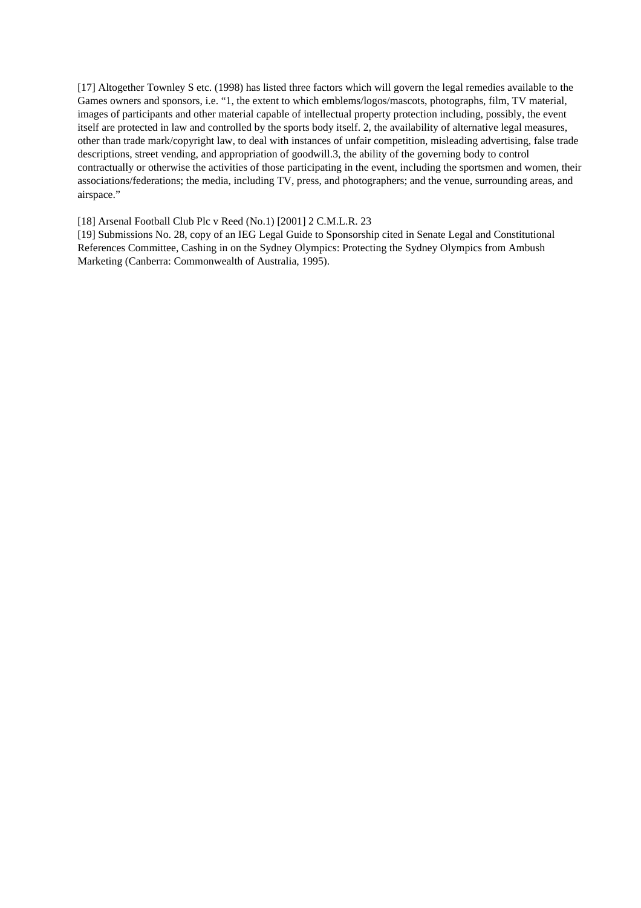[17] Altogether Townley S etc. (1998) has listed three factors which will govern the legal remedies available to the Games owners and sponsors, i.e. "1, the extent to which emblems/logos/mascots, photographs, film, TV material, images of participants and other material capable of intellectual property protection including, possibly, the event itself are protected in law and controlled by the sports body itself. 2, the availability of alternative legal measures, other than trade mark/copyright law, to deal with instances of unfair competition, misleading advertising, false trade descriptions, street vending, and appropriation of goodwill.3, the ability of the governing body to control contractually or otherwise the activities of those participating in the event, including the sportsmen and women, their associations/federations; the media, including TV, press, and photographers; and the venue, surrounding areas, and airspace."

[18] Arsenal Football Club Plc v Reed (No.1) [2001] 2 C.M.L.R. 23

[19] Submissions No. 28, copy of an IEG Legal Guide to Sponsorship cited in Senate Legal and Constitutional References Committee, Cashing in on the Sydney Olympics: Protecting the Sydney Olympics from Ambush Marketing (Canberra: Commonwealth of Australia, 1995).